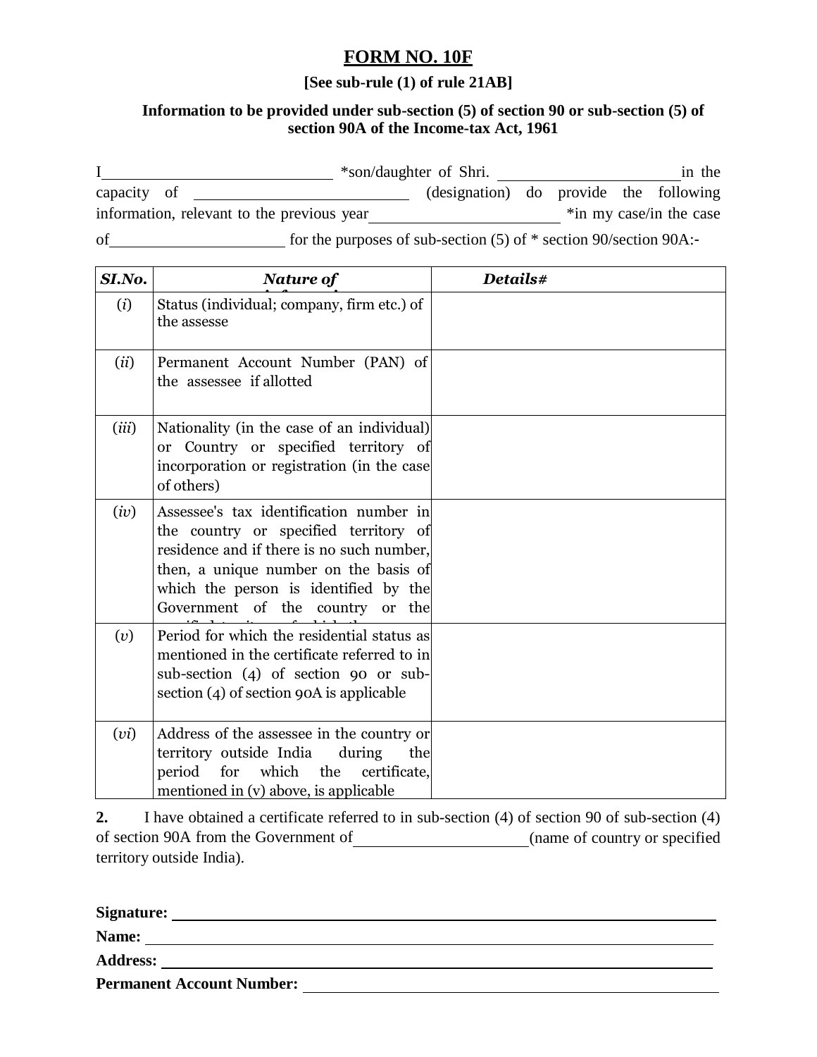# FORM NO. 10F

**[See sub-rule (1) of rule 21AB]**

**Information to be provided under sub-section (5) of section 90 or sub-section (5) of section 90A of the Income-tax Act, 1961**

I\_\_\_\_\_\_\_\_\_\_\_\_\_\_\_\_\_\_\_\_\_\_\_\_\_\_ *son/daughter of Shri. \_\_\_\_\_\_\_\_\_\_\_\_\_\_\_\_\_\_\_\_\_in the capacity of \_\_\_\_\_\_\_\_\_\_\_\_\_\_\_\_\_\_\_\_\_\_\_\_\_\_ (designation) do provide the following information, relevant to the previous year\_\_\_\_\_\_\_\_\_\_\_\_\_\_\_\_\_\_\_\_\_\_ *in my case/in the case of\_\_\_\_\_\_\_\_\_\_\_\_\_\_\_\_\_\_\_\_\_ for the purposes of sub-section (5) of * section 90/section 90A:-

| *SI.No.* | *Nature of information* | *Details#* |
|---|---|---|
| (*i*) | Status (individual; company, firm etc.) of the assesse | |
| (*ii*) | Permanent Account Number (PAN) of the assessee if allotted | |
| (*iii*) | Nationality (in the case of an individual) or Country or specified territory of incorporation or registration (in the case of others) | |
| (*iv*) | Assessee's tax identification number in the country or specified territory of residence and if there is no such number, then, a unique number on the basis of which the person is identified by the Government of the country or the specified territory of which the | |
| (*v*) | Period for which the residential status as mentioned in the certificate referred to in sub-section (4) of section 90 or sub-section (4) of section 90A is applicable | |
| (*vi*) | Address of the assessee in the country or territory outside India during the period for which the certificate, mentioned in (v) above, is applicable | |

**2.** I have obtained a certificate referred to in sub-section (4) of section 90 of sub-section (4) of section 90A from the Government of\_\_\_\_\_\_\_\_\_\_\_\_\_\_\_\_\_\_\_\_(name of country or specified territory outside India).

**Signature:** \_\_\_\_\_\_\_\_\_\_\_\_\_\_\_\_\_\_\_\_\_\_\_\_\_\_\_\_\_\_\_\_\_\_\_\_\_\_\_\_

**Name:** \_\_\_\_\_\_\_\_\_\_\_\_\_\_\_\_\_\_\_\_\_\_\_\_\_\_\_\_\_\_\_\_\_\_\_\_\_\_\_\_

**Address:** \_\_\_\_\_\_\_\_\_\_\_\_\_\_\_\_\_\_\_\_\_\_\_\_\_\_\_\_\_\_\_\_\_\_\_\_\_\_\_\_

**Permanent Account Number:** \_\_\_\_\_\_\_\_\_\_\_\_\_\_\_\_\_\_\_\_\_\_\_\_\_\_\_\_\_\_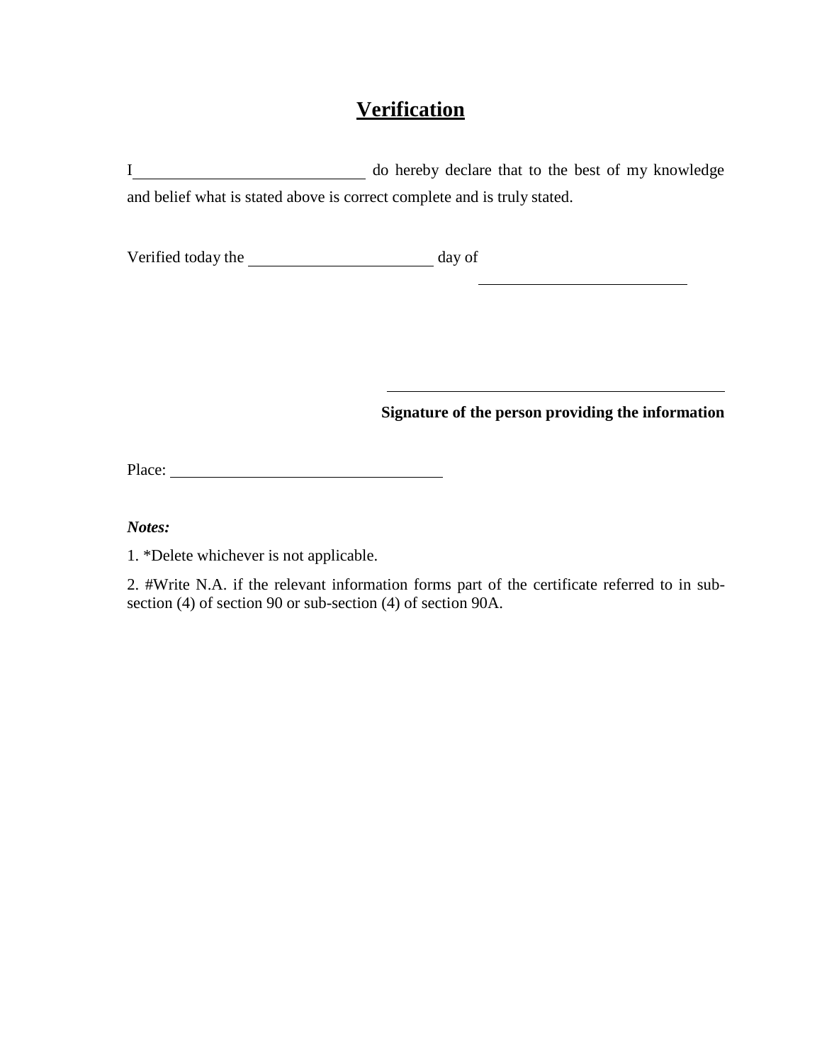# Verification

I\_\_\_\_\_\_\_\_\_\_\_\_\_\_\_\_\_\_\_\_\_\_\_\_\_\_\_\_ do hereby declare that to the best of my knowledge and belief what is stated above is correct complete and is truly stated.

Verified today the \_\_\_\_\_\_\_\_\_\_\_\_\_\_\_\_\_\_\_\_\_\_\_\_ day of \_\_\_\_\_\_\_\_\_\_\_\_\_\_\_\_\_\_\_\_\_\_\_\_\_\_\_\_

\_\_\_\_\_\_\_\_\_\_\_\_\_\_\_\_\_\_\_\_\_\_\_\_\_\_\_\_\_\_\_\_\_\_\_\_\_\_\_\_\_\_\_\_

**Signature of the person providing the information**

Place: \_\_\_\_\_\_\_\_\_\_\_\_\_\_\_\_\_\_\_\_\_\_\_\_\_\_\_\_\_\_\_\_\_\_\_\_

***Notes:***

1. *Delete whichever is not applicable.

2. #Write N.A. if the relevant information forms part of the certificate referred to in sub-section (4) of section 90 or sub-section (4) of section 90A.